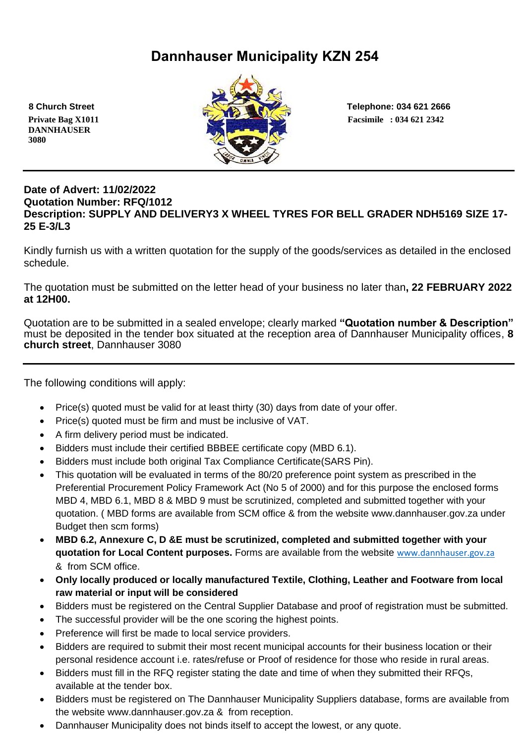# Dannhauser Municipality KZN 254

**8 Church Street**
**Private Bag X1011**
**DANNHAUSER**
**3080**

**Telephone: 034 621 2666**
**Facsimile : 034 621 2342**

---

**Date of Advert: 11/02/2022**
**Quotation Number: RFQ/1012**
**Description: SUPPLY AND DELIVERY3 X WHEEL TYRES FOR BELL GRADER NDH5169 SIZE 17-25 E-3/L3**

Kindly furnish us with a written quotation for the supply of the goods/services as detailed in the enclosed schedule.

The quotation must be submitted on the letter head of your business no later than**, 22 FEBRUARY 2022 at 12H00.**

Quotation are to be submitted in a sealed envelope; clearly marked **"Quotation number & Description"** must be deposited in the tender box situated at the reception area of Dannhauser Municipality offices, **8 church street**, Dannhauser 3080

---

The following conditions will apply:

- Price(s) quoted must be valid for at least thirty (30) days from date of your offer.
- Price(s) quoted must be firm and must be inclusive of VAT.
- A firm delivery period must be indicated.
- Bidders must include their certified BBBEE certificate copy (MBD 6.1).
- Bidders must include both original Tax Compliance Certificate(SARS Pin).
- This quotation will be evaluated in terms of the 80/20 preference point system as prescribed in the Preferential Procurement Policy Framework Act (No 5 of 2000) and for this purpose the enclosed forms MBD 4, MBD 6.1, MBD 8 & MBD 9 must be scrutinized, completed and submitted together with your quotation. ( MBD forms are available from SCM office & from the website www.dannhauser.gov.za under Budget then scm forms)
- **MBD 6.2, Annexure C, D &E must be scrutinized, completed and submitted together with your quotation for Local Content purposes.** Forms are available from the website www.dannhauser.gov.za & from SCM office.
- **Only locally produced or locally manufactured Textile, Clothing, Leather and Footware from local raw material or input will be considered**
- Bidders must be registered on the Central Supplier Database and proof of registration must be submitted.
- The successful provider will be the one scoring the highest points.
- Preference will first be made to local service providers.
- Bidders are required to submit their most recent municipal accounts for their business location or their personal residence account i.e. rates/refuse or Proof of residence for those who reside in rural areas.
- Bidders must fill in the RFQ register stating the date and time of when they submitted their RFQs, available at the tender box.
- Bidders must be registered on The Dannhauser Municipality Suppliers database, forms are available from the website www.dannhauser.gov.za & from reception.
- Dannhauser Municipality does not binds itself to accept the lowest, or any quote.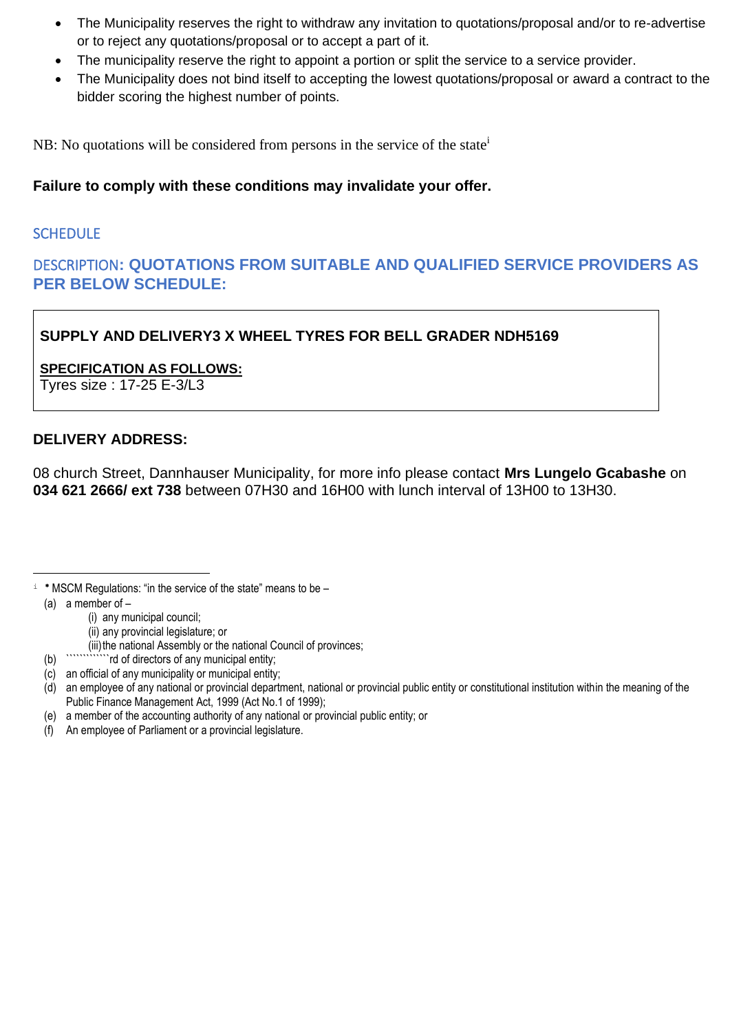- The Municipality reserves the right to withdraw any invitation to quotations/proposal and/or to re-advertise or to reject any quotations/proposal or to accept a part of it.
- The municipality reserve the right to appoint a portion or split the service to a service provider.
- The Municipality does not bind itself to accepting the lowest quotations/proposal or award a contract to the bidder scoring the highest number of points.

NB: No quotations will be considered from persons in the service of the state[i]

**Failure to comply with these conditions may invalidate your offer.**

## SCHEDULE

## DESCRIPTION: QUOTATIONS FROM SUITABLE AND QUALIFIED SERVICE PROVIDERS AS PER BELOW SCHEDULE:

**SUPPLY AND DELIVERY3 X WHEEL TYRES FOR BELL GRADER NDH5169**

**SPECIFICATION AS FOLLOWS:**
Tyres size : 17-25 E-3/L3

**DELIVERY ADDRESS:**

08 church Street, Dannhauser Municipality, for more info please contact **Mrs Lungelo Gcabashe** on **034 621 2666/ ext 738** between 07H30 and 16H00 with lunch interval of 13H00 to 13H30.

---

[i] * MSCM Regulations: "in the service of the state" means to be –

(a) a member of –
   (i) any municipal council;
   (ii) any provincial legislature; or
   (iii) the national Assembly or the national Council of provinces;
(b) ````````````rd of directors of any municipal entity;
(c) an official of any municipality or municipal entity;
(d) an employee of any national or provincial department, national or provincial public entity or constitutional institution within the meaning of the Public Finance Management Act, 1999 (Act No.1 of 1999);
(e) a member of the accounting authority of any national or provincial public entity; or
(f) An employee of Parliament or a provincial legislature.